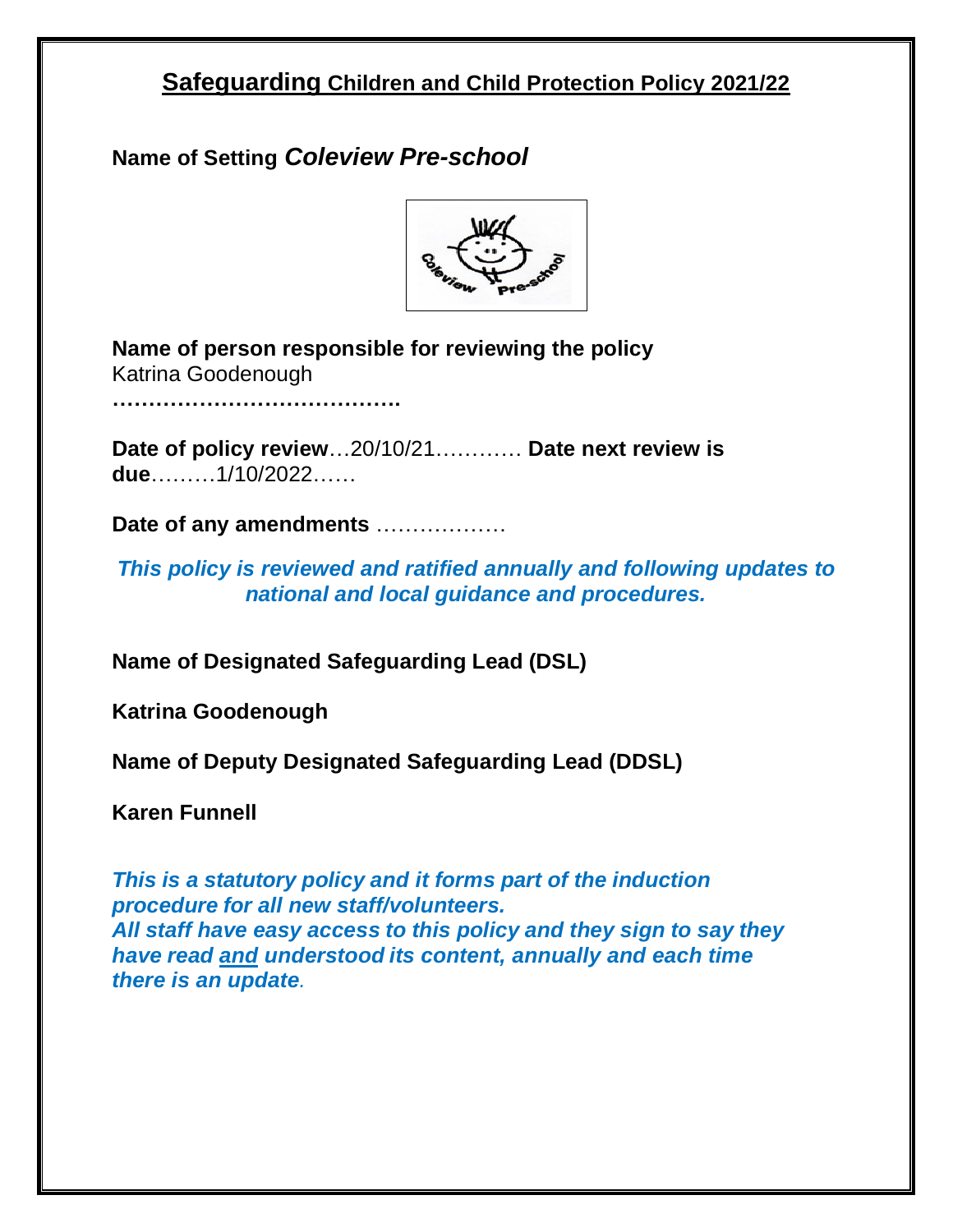# Safeguarding Children and Child Protection Policy 2021/22

**Name of Setting** ***Coleview Pre-school***

**Name of person responsible for reviewing the policy**
Katrina Goodenough
**…………………………………..**

**Date of policy review**…20/10/21………… **Date next review is due**………1/10/2022……

**Date of any amendments** ………………

***This policy is reviewed and ratified annually and following updates to national and local guidance and procedures.***

**Name of Designated Safeguarding Lead (DSL)**

**Katrina Goodenough**

**Name of Deputy Designated Safeguarding Lead (DDSL)**

**Karen Funnell**

***This is a statutory policy and it forms part of the induction procedure for all new staff/volunteers.***
***All staff have easy access to this policy and they sign to say they have read and understood its content, annually and each time there is an update.***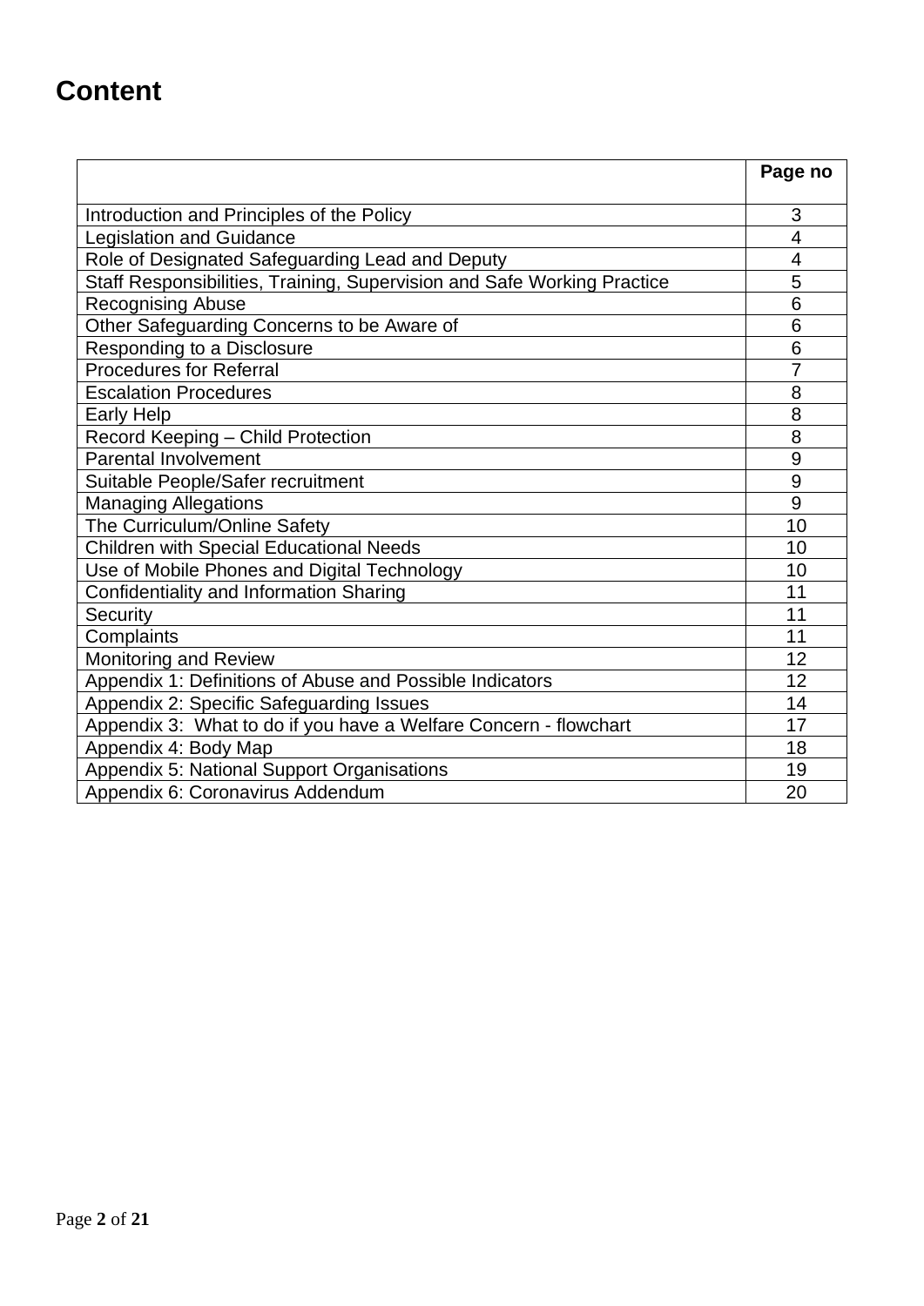# Content

| | Page no |
|---|---|
| Introduction and Principles of the Policy | 3 |
| Legislation and Guidance | 4 |
| Role of Designated Safeguarding Lead and Deputy | 4 |
| Staff Responsibilities, Training, Supervision and Safe Working Practice | 5 |
| Recognising Abuse | 6 |
| Other Safeguarding Concerns to be Aware of | 6 |
| Responding to a Disclosure | 6 |
| Procedures for Referral | 7 |
| Escalation Procedures | 8 |
| Early Help | 8 |
| Record Keeping – Child Protection | 8 |
| Parental Involvement | 9 |
| Suitable People/Safer recruitment | 9 |
| Managing Allegations | 9 |
| The Curriculum/Online Safety | 10 |
| Children with Special Educational Needs | 10 |
| Use of Mobile Phones and Digital Technology | 10 |
| Confidentiality and Information Sharing | 11 |
| Security | 11 |
| Complaints | 11 |
| Monitoring and Review | 12 |
| Appendix 1: Definitions of Abuse and Possible Indicators | 12 |
| Appendix 2: Specific Safeguarding Issues | 14 |
| Appendix 3: What to do if you have a Welfare Concern - flowchart | 17 |
| Appendix 4: Body Map | 18 |
| Appendix 5: National Support Organisations | 19 |
| Appendix 6: Coronavirus Addendum | 20 |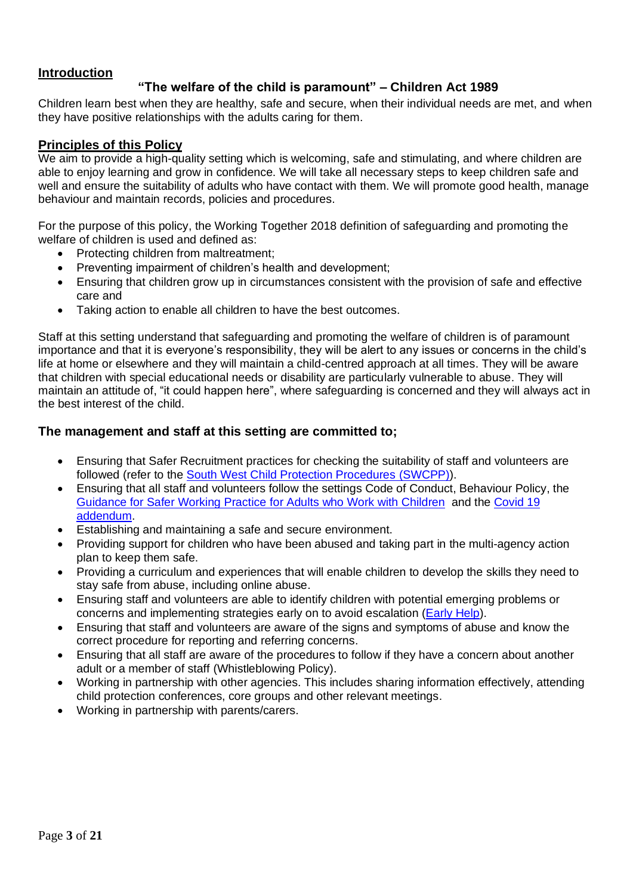## Introduction

**"The welfare of the child is paramount" – Children Act 1989**

Children learn best when they are healthy, safe and secure, when their individual needs are met, and when they have positive relationships with the adults caring for them.

## Principles of this Policy

We aim to provide a high-quality setting which is welcoming, safe and stimulating, and where children are able to enjoy learning and grow in confidence. We will take all necessary steps to keep children safe and well and ensure the suitability of adults who have contact with them. We will promote good health, manage behaviour and maintain records, policies and procedures.

For the purpose of this policy, the Working Together 2018 definition of safeguarding and promoting the welfare of children is used and defined as:

- Protecting children from maltreatment;
- Preventing impairment of children's health and development;
- Ensuring that children grow up in circumstances consistent with the provision of safe and effective care and
- Taking action to enable all children to have the best outcomes.

Staff at this setting understand that safeguarding and promoting the welfare of children is of paramount importance and that it is everyone's responsibility, they will be alert to any issues or concerns in the child's life at home or elsewhere and they will maintain a child-centred approach at all times. They will be aware that children with special educational needs or disability are particularly vulnerable to abuse. They will maintain an attitude of, "it could happen here", where safeguarding is concerned and they will always act in the best interest of the child.

### The management and staff at this setting are committed to;

- Ensuring that Safer Recruitment practices for checking the suitability of staff and volunteers are followed (refer to the South West Child Protection Procedures (SWCPP)).
- Ensuring that all staff and volunteers follow the settings Code of Conduct, Behaviour Policy, the Guidance for Safer Working Practice for Adults who Work with Children and the Covid 19 addendum.
- Establishing and maintaining a safe and secure environment.
- Providing support for children who have been abused and taking part in the multi-agency action plan to keep them safe.
- Providing a curriculum and experiences that will enable children to develop the skills they need to stay safe from abuse, including online abuse.
- Ensuring staff and volunteers are able to identify children with potential emerging problems or concerns and implementing strategies early on to avoid escalation (Early Help).
- Ensuring that staff and volunteers are aware of the signs and symptoms of abuse and know the correct procedure for reporting and referring concerns.
- Ensuring that all staff are aware of the procedures to follow if they have a concern about another adult or a member of staff (Whistleblowing Policy).
- Working in partnership with other agencies. This includes sharing information effectively, attending child protection conferences, core groups and other relevant meetings.
- Working in partnership with parents/carers.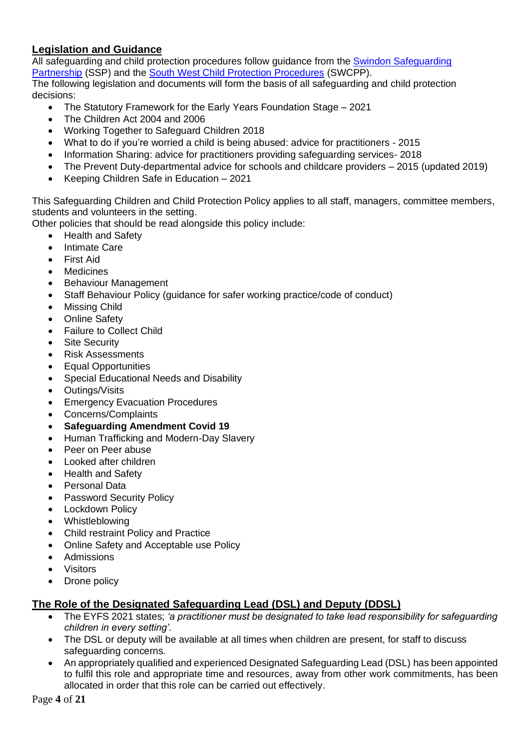## **Legislation and Guidance**

All safeguarding and child protection procedures follow guidance from the [Swindon Safeguarding Partnership](#) (SSP) and the [South West Child Protection Procedures](#) (SWCPP).

The following legislation and documents will form the basis of all safeguarding and child protection decisions:

- The Statutory Framework for the Early Years Foundation Stage – 2021
- The Children Act 2004 and 2006
- Working Together to Safeguard Children 2018
- What to do if you're worried a child is being abused: advice for practitioners - 2015
- Information Sharing: advice for practitioners providing safeguarding services- 2018
- The Prevent Duty-departmental advice for schools and childcare providers – 2015 (updated 2019)
- Keeping Children Safe in Education – 2021

This Safeguarding Children and Child Protection Policy applies to all staff, managers, committee members, students and volunteers in the setting.

Other policies that should be read alongside this policy include:

- Health and Safety
- Intimate Care
- First Aid
- Medicines
- Behaviour Management
- Staff Behaviour Policy (guidance for safer working practice/code of conduct)
- Missing Child
- Online Safety
- Failure to Collect Child
- Site Security
- Risk Assessments
- Equal Opportunities
- Special Educational Needs and Disability
- Outings/Visits
- Emergency Evacuation Procedures
- Concerns/Complaints
- **Safeguarding Amendment Covid 19**
- Human Trafficking and Modern-Day Slavery
- Peer on Peer abuse
- Looked after children
- Health and Safety
- Personal Data
- Password Security Policy
- Lockdown Policy
- Whistleblowing
- Child restraint Policy and Practice
- Online Safety and Acceptable use Policy
- Admissions
- Visitors
- Drone policy

## **The Role of the Designated Safeguarding Lead (DSL) and Deputy (DDSL)**

- The EYFS 2021 states; *'a practitioner must be designated to take lead responsibility for safeguarding children in every setting'.*
- The DSL or deputy will be available at all times when children are present, for staff to discuss safeguarding concerns.
- An appropriately qualified and experienced Designated Safeguarding Lead (DSL) has been appointed to fulfil this role and appropriate time and resources, away from other work commitments, has been allocated in order that this role can be carried out effectively.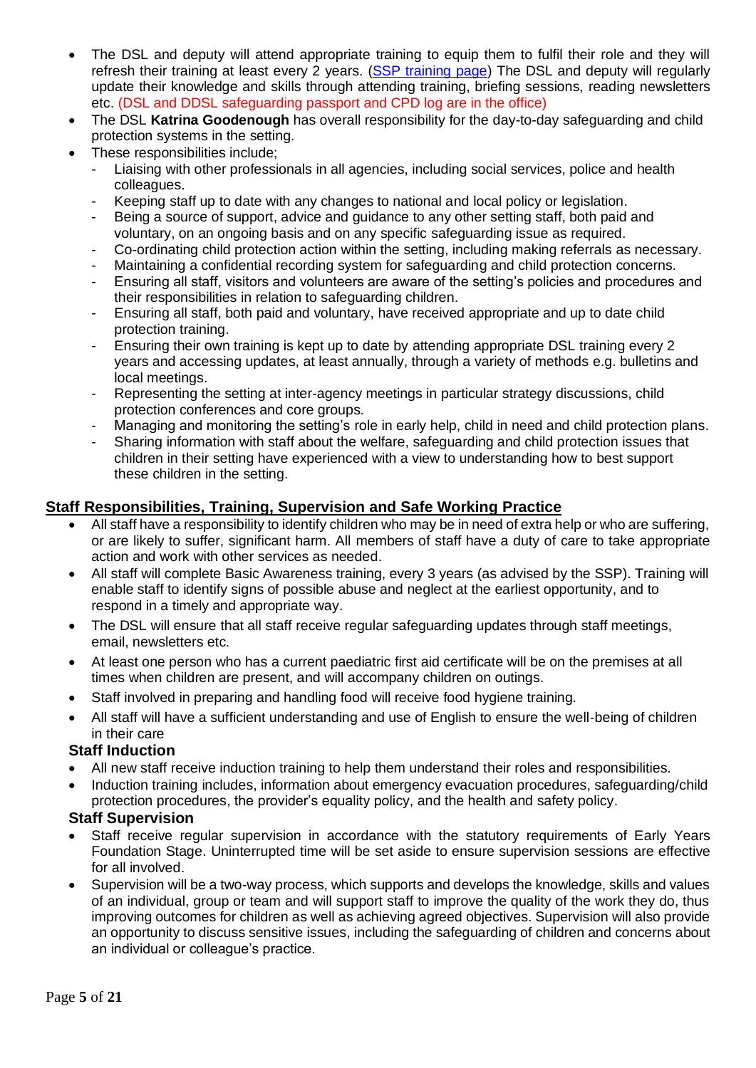- The DSL and deputy will attend appropriate training to equip them to fulfil their role and they will refresh their training at least every 2 years. (SSP training page) The DSL and deputy will regularly update their knowledge and skills through attending training, briefing sessions, reading newsletters etc. (DSL and DDSL safeguarding passport and CPD log are in the office)
- The DSL **Katrina Goodenough** has overall responsibility for the day-to-day safeguarding and child protection systems in the setting.
- These responsibilities include;
  - Liaising with other professionals in all agencies, including social services, police and health colleagues.
  - Keeping staff up to date with any changes to national and local policy or legislation.
  - Being a source of support, advice and guidance to any other setting staff, both paid and voluntary, on an ongoing basis and on any specific safeguarding issue as required.
  - Co-ordinating child protection action within the setting, including making referrals as necessary.
  - Maintaining a confidential recording system for safeguarding and child protection concerns.
  - Ensuring all staff, visitors and volunteers are aware of the setting's policies and procedures and their responsibilities in relation to safeguarding children.
  - Ensuring all staff, both paid and voluntary, have received appropriate and up to date child protection training.
  - Ensuring their own training is kept up to date by attending appropriate DSL training every 2 years and accessing updates, at least annually, through a variety of methods e.g. bulletins and local meetings.
  - Representing the setting at inter-agency meetings in particular strategy discussions, child protection conferences and core groups.
  - Managing and monitoring the setting's role in early help, child in need and child protection plans.
  - Sharing information with staff about the welfare, safeguarding and child protection issues that children in their setting have experienced with a view to understanding how to best support these children in the setting.

## Staff Responsibilities, Training, Supervision and Safe Working Practice

- All staff have a responsibility to identify children who may be in need of extra help or who are suffering, or are likely to suffer, significant harm. All members of staff have a duty of care to take appropriate action and work with other services as needed.
- All staff will complete Basic Awareness training, every 3 years (as advised by the SSP). Training will enable staff to identify signs of possible abuse and neglect at the earliest opportunity, and to respond in a timely and appropriate way.
- The DSL will ensure that all staff receive regular safeguarding updates through staff meetings, email, newsletters etc.
- At least one person who has a current paediatric first aid certificate will be on the premises at all times when children are present, and will accompany children on outings.
- Staff involved in preparing and handling food will receive food hygiene training.
- All staff will have a sufficient understanding and use of English to ensure the well-being of children in their care

### Staff Induction

- All new staff receive induction training to help them understand their roles and responsibilities.
- Induction training includes, information about emergency evacuation procedures, safeguarding/child protection procedures, the provider's equality policy, and the health and safety policy.

### Staff Supervision

- Staff receive regular supervision in accordance with the statutory requirements of Early Years Foundation Stage. Uninterrupted time will be set aside to ensure supervision sessions are effective for all involved.
- Supervision will be a two-way process, which supports and develops the knowledge, skills and values of an individual, group or team and will support staff to improve the quality of the work they do, thus improving outcomes for children as well as achieving agreed objectives. Supervision will also provide an opportunity to discuss sensitive issues, including the safeguarding of children and concerns about an individual or colleague's practice.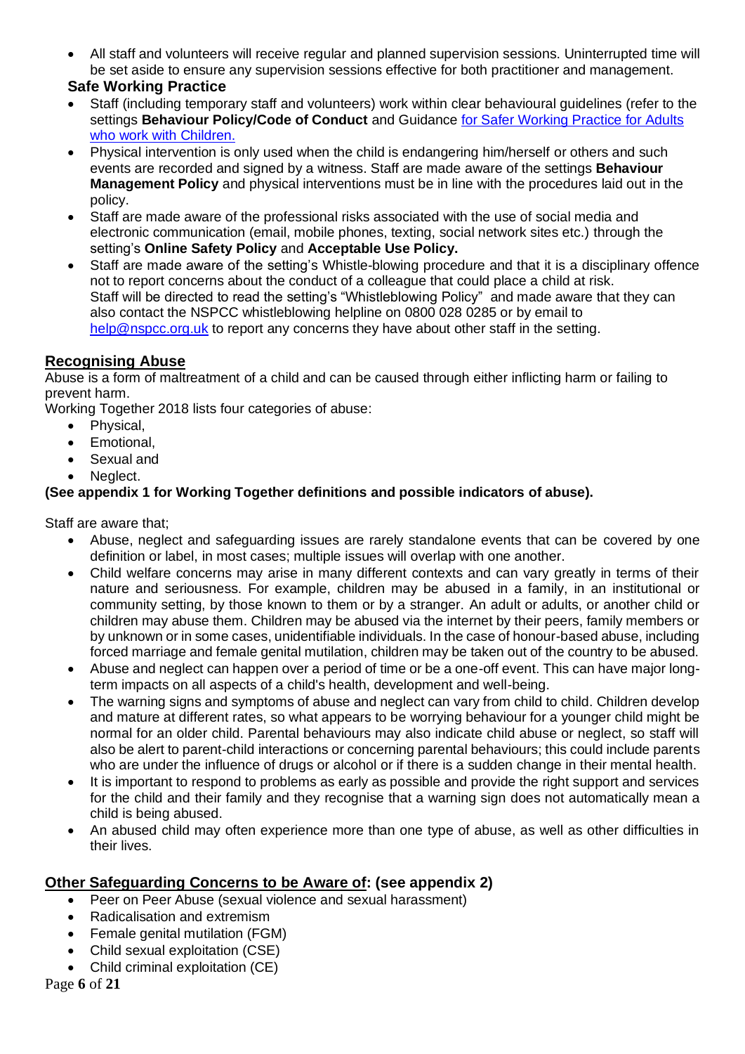- All staff and volunteers will receive regular and planned supervision sessions. Uninterrupted time will be set aside to ensure any supervision sessions effective for both practitioner and management.

### Safe Working Practice

- Staff (including temporary staff and volunteers) work within clear behavioural guidelines (refer to the settings **Behaviour Policy/Code of Conduct** and Guidance [for Safer Working Practice for Adults who work with Children.]()
- Physical intervention is only used when the child is endangering him/herself or others and such events are recorded and signed by a witness. Staff are made aware of the settings **Behaviour Management Policy** and physical interventions must be in line with the procedures laid out in the policy.
- Staff are made aware of the professional risks associated with the use of social media and electronic communication (email, mobile phones, texting, social network sites etc.) through the setting's **Online Safety Policy** and **Acceptable Use Policy.**
- Staff are made aware of the setting's Whistle-blowing procedure and that it is a disciplinary offence not to report concerns about the conduct of a colleague that could place a child at risk.
  Staff will be directed to read the setting's "Whistleblowing Policy" and made aware that they can also contact the NSPCC whistleblowing helpline on 0800 028 0285 or by email to help@nspcc.org.uk to report any concerns they have about other staff in the setting.

## Recognising Abuse

Abuse is a form of maltreatment of a child and can be caused through either inflicting harm or failing to prevent harm.

Working Together 2018 lists four categories of abuse:

- Physical,
- Emotional,
- Sexual and
- Neglect.

**(See appendix 1 for Working Together definitions and possible indicators of abuse).**

Staff are aware that;

- Abuse, neglect and safeguarding issues are rarely standalone events that can be covered by one definition or label, in most cases; multiple issues will overlap with one another.
- Child welfare concerns may arise in many different contexts and can vary greatly in terms of their nature and seriousness. For example, children may be abused in a family, in an institutional or community setting, by those known to them or by a stranger. An adult or adults, or another child or children may abuse them. Children may be abused via the internet by their peers, family members or by unknown or in some cases, unidentifiable individuals. In the case of honour-based abuse, including forced marriage and female genital mutilation, children may be taken out of the country to be abused.
- Abuse and neglect can happen over a period of time or be a one-off event. This can have major long-term impacts on all aspects of a child's health, development and well-being.
- The warning signs and symptoms of abuse and neglect can vary from child to child. Children develop and mature at different rates, so what appears to be worrying behaviour for a younger child might be normal for an older child. Parental behaviours may also indicate child abuse or neglect, so staff will also be alert to parent-child interactions or concerning parental behaviours; this could include parents who are under the influence of drugs or alcohol or if there is a sudden change in their mental health.
- It is important to respond to problems as early as possible and provide the right support and services for the child and their family and they recognise that a warning sign does not automatically mean a child is being abused.
- An abused child may often experience more than one type of abuse, as well as other difficulties in their lives.

## Other Safeguarding Concerns to be Aware of: (see appendix 2)

- Peer on Peer Abuse (sexual violence and sexual harassment)
- Radicalisation and extremism
- Female genital mutilation (FGM)
- Child sexual exploitation (CSE)
- Child criminal exploitation (CE)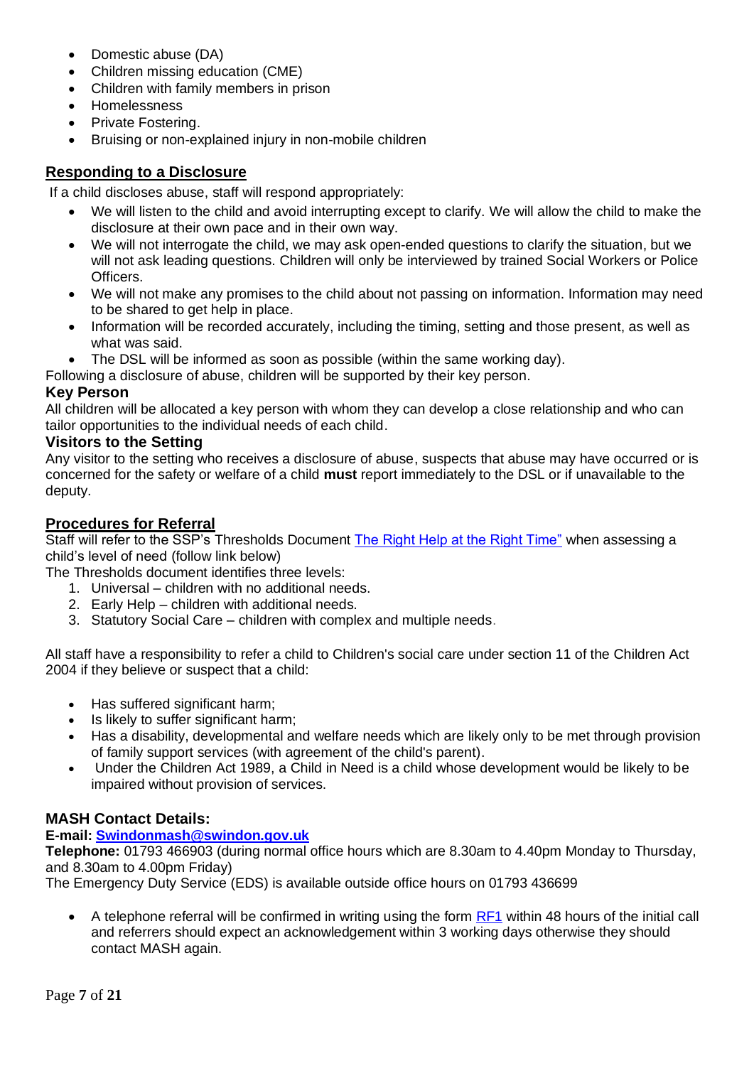- Domestic abuse (DA)
- Children missing education (CME)
- Children with family members in prison
- Homelessness
- Private Fostering.
- Bruising or non-explained injury in non-mobile children

## Responding to a Disclosure

If a child discloses abuse, staff will respond appropriately:

- We will listen to the child and avoid interrupting except to clarify. We will allow the child to make the disclosure at their own pace and in their own way.
- We will not interrogate the child, we may ask open-ended questions to clarify the situation, but we will not ask leading questions. Children will only be interviewed by trained Social Workers or Police Officers.
- We will not make any promises to the child about not passing on information. Information may need to be shared to get help in place.
- Information will be recorded accurately, including the timing, setting and those present, as well as what was said.
- The DSL will be informed as soon as possible (within the same working day).

Following a disclosure of abuse, children will be supported by their key person.

### Key Person

All children will be allocated a key person with whom they can develop a close relationship and who can tailor opportunities to the individual needs of each child.

### Visitors to the Setting

Any visitor to the setting who receives a disclosure of abuse, suspects that abuse may have occurred or is concerned for the safety or welfare of a child **must** report immediately to the DSL or if unavailable to the deputy.

## Procedures for Referral

Staff will refer to the SSP's Thresholds Document The Right Help at the Right Time" when assessing a child's level of need (follow link below)

The Thresholds document identifies three levels:

1. Universal – children with no additional needs.
2. Early Help – children with additional needs.
3. Statutory Social Care – children with complex and multiple needs.

All staff have a responsibility to refer a child to Children's social care under section 11 of the Children Act 2004 if they believe or suspect that a child:

- Has suffered significant harm;
- Is likely to suffer significant harm;
- Has a disability, developmental and welfare needs which are likely only to be met through provision of family support services (with agreement of the child's parent).
- Under the Children Act 1989, a Child in Need is a child whose development would be likely to be impaired without provision of services.

### MASH Contact Details:

**E-mail: Swindonmash@swindon.gov.uk**

**Telephone:** 01793 466903 (during normal office hours which are 8.30am to 4.40pm Monday to Thursday, and 8.30am to 4.00pm Friday)

The Emergency Duty Service (EDS) is available outside office hours on 01793 436699

- A telephone referral will be confirmed in writing using the form RF1 within 48 hours of the initial call and referrers should expect an acknowledgement within 3 working days otherwise they should contact MASH again.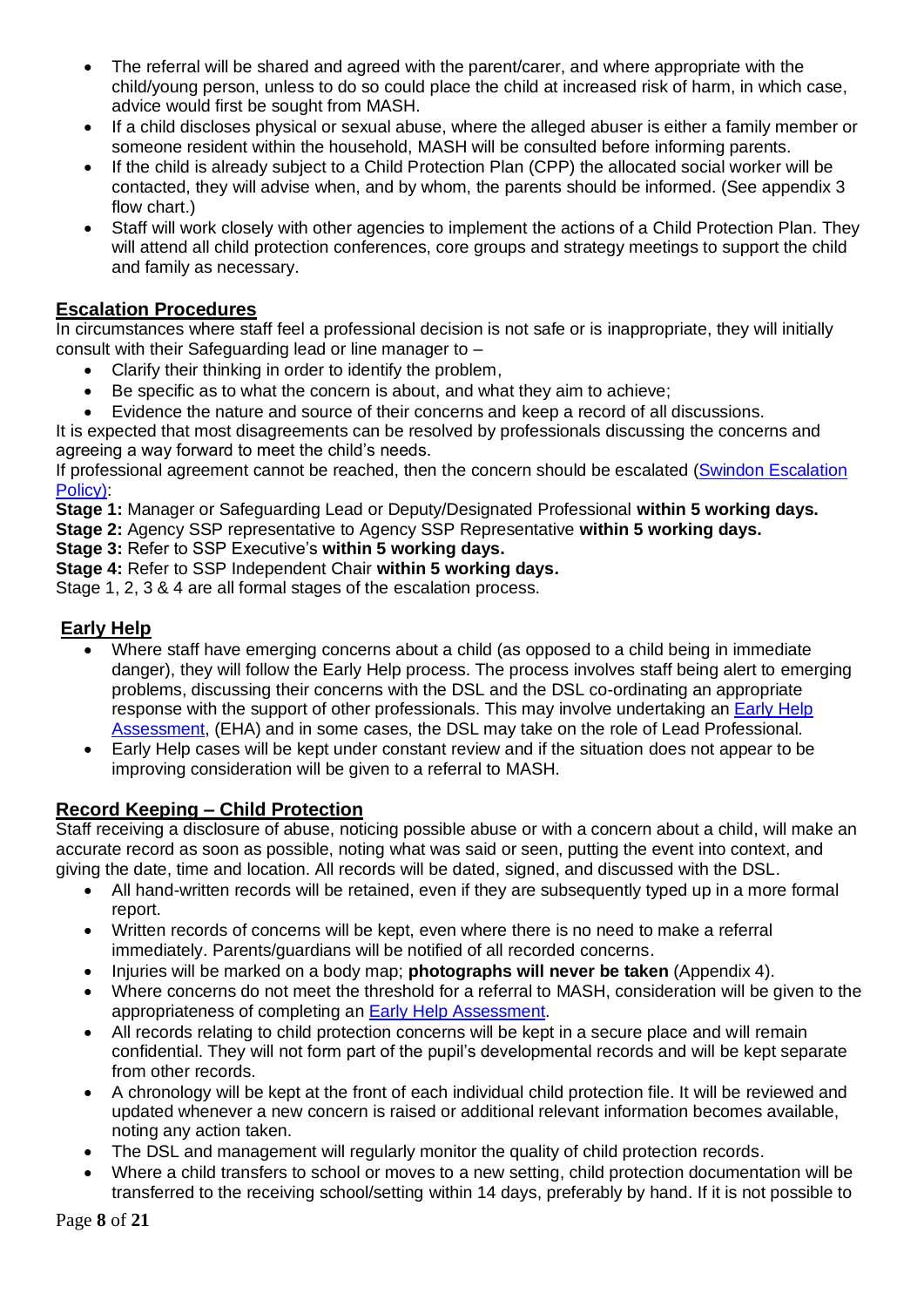- The referral will be shared and agreed with the parent/carer, and where appropriate with the child/young person, unless to do so could place the child at increased risk of harm, in which case, advice would first be sought from MASH.
- If a child discloses physical or sexual abuse, where the alleged abuser is either a family member or someone resident within the household, MASH will be consulted before informing parents.
- If the child is already subject to a Child Protection Plan (CPP) the allocated social worker will be contacted, they will advise when, and by whom, the parents should be informed. (See appendix 3 flow chart.)
- Staff will work closely with other agencies to implement the actions of a Child Protection Plan. They will attend all child protection conferences, core groups and strategy meetings to support the child and family as necessary.

## Escalation Procedures

In circumstances where staff feel a professional decision is not safe or is inappropriate, they will initially consult with their Safeguarding lead or line manager to –

- Clarify their thinking in order to identify the problem,
- Be specific as to what the concern is about, and what they aim to achieve;
- Evidence the nature and source of their concerns and keep a record of all discussions.

It is expected that most disagreements can be resolved by professionals discussing the concerns and agreeing a way forward to meet the child's needs.

If professional agreement cannot be reached, then the concern should be escalated (Swindon Escalation Policy):

**Stage 1:** Manager or Safeguarding Lead or Deputy/Designated Professional **within 5 working days.**
**Stage 2:** Agency SSP representative to Agency SSP Representative **within 5 working days.**
**Stage 3:** Refer to SSP Executive's **within 5 working days.**
**Stage 4:** Refer to SSP Independent Chair **within 5 working days.**
Stage 1, 2, 3 & 4 are all formal stages of the escalation process.

## Early Help

- Where staff have emerging concerns about a child (as opposed to a child being in immediate danger), they will follow the Early Help process. The process involves staff being alert to emerging problems, discussing their concerns with the DSL and the DSL co-ordinating an appropriate response with the support of other professionals. This may involve undertaking an Early Help Assessment, (EHA) and in some cases, the DSL may take on the role of Lead Professional.
- Early Help cases will be kept under constant review and if the situation does not appear to be improving consideration will be given to a referral to MASH.

## Record Keeping – Child Protection

Staff receiving a disclosure of abuse, noticing possible abuse or with a concern about a child, will make an accurate record as soon as possible, noting what was said or seen, putting the event into context, and giving the date, time and location. All records will be dated, signed, and discussed with the DSL.

- All hand-written records will be retained, even if they are subsequently typed up in a more formal report.
- Written records of concerns will be kept, even where there is no need to make a referral immediately. Parents/guardians will be notified of all recorded concerns.
- Injuries will be marked on a body map; **photographs will never be taken** (Appendix 4).
- Where concerns do not meet the threshold for a referral to MASH, consideration will be given to the appropriateness of completing an Early Help Assessment.
- All records relating to child protection concerns will be kept in a secure place and will remain confidential. They will not form part of the pupil's developmental records and will be kept separate from other records.
- A chronology will be kept at the front of each individual child protection file. It will be reviewed and updated whenever a new concern is raised or additional relevant information becomes available, noting any action taken.
- The DSL and management will regularly monitor the quality of child protection records.
- Where a child transfers to school or moves to a new setting, child protection documentation will be transferred to the receiving school/setting within 14 days, preferably by hand. If it is not possible to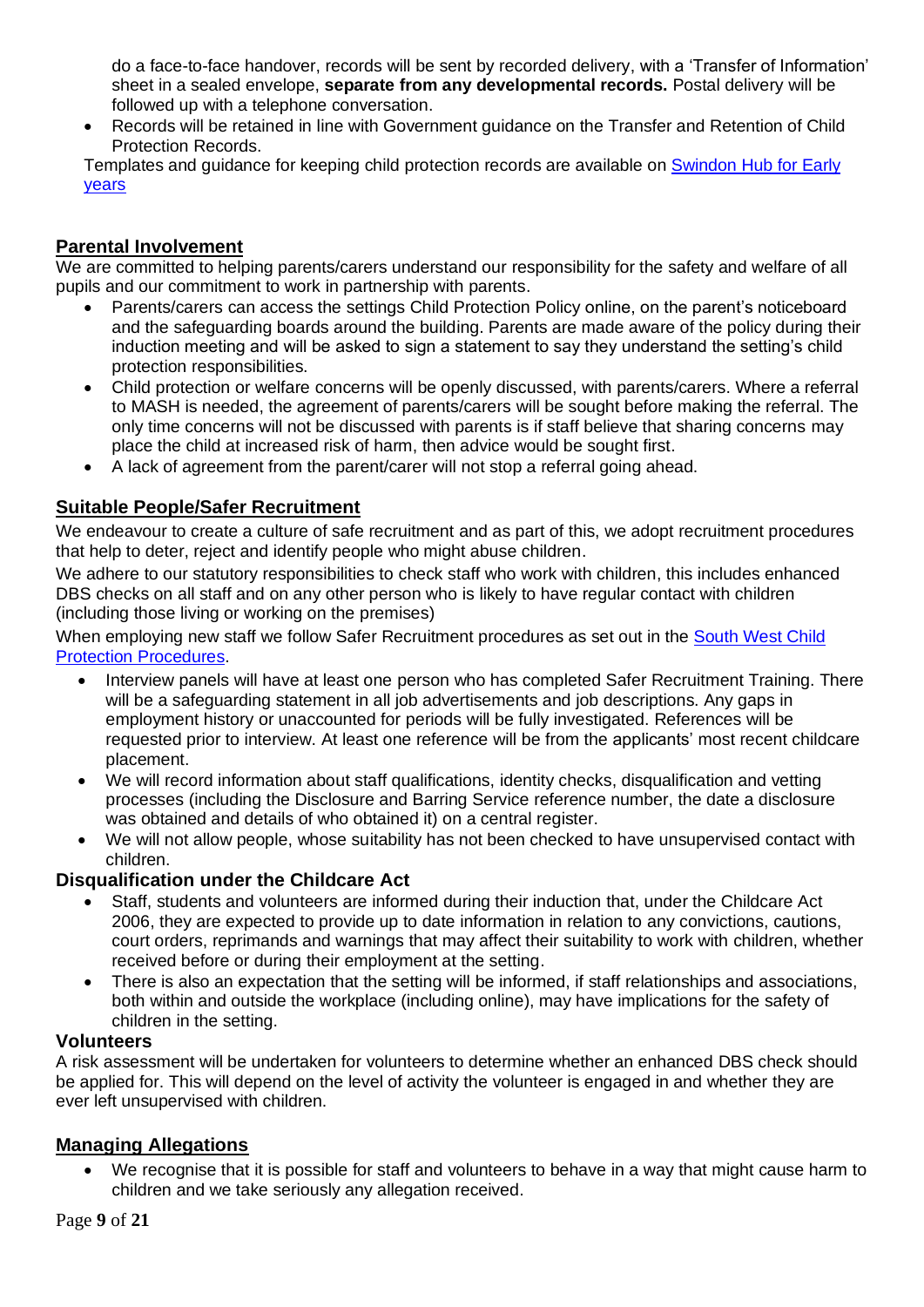do a face-to-face handover, records will be sent by recorded delivery, with a 'Transfer of Information' sheet in a sealed envelope, **separate from any developmental records.** Postal delivery will be followed up with a telephone conversation.

- Records will be retained in line with Government guidance on the Transfer and Retention of Child Protection Records.

Templates and guidance for keeping child protection records are available on [Swindon Hub for Early years]()

## Parental Involvement

We are committed to helping parents/carers understand our responsibility for the safety and welfare of all pupils and our commitment to work in partnership with parents.

- Parents/carers can access the settings Child Protection Policy online, on the parent's noticeboard and the safeguarding boards around the building. Parents are made aware of the policy during their induction meeting and will be asked to sign a statement to say they understand the setting's child protection responsibilities.
- Child protection or welfare concerns will be openly discussed, with parents/carers. Where a referral to MASH is needed, the agreement of parents/carers will be sought before making the referral. The only time concerns will not be discussed with parents is if staff believe that sharing concerns may place the child at increased risk of harm, then advice would be sought first.
- A lack of agreement from the parent/carer will not stop a referral going ahead.

## Suitable People/Safer Recruitment

We endeavour to create a culture of safe recruitment and as part of this, we adopt recruitment procedures that help to deter, reject and identify people who might abuse children.

We adhere to our statutory responsibilities to check staff who work with children, this includes enhanced DBS checks on all staff and on any other person who is likely to have regular contact with children (including those living or working on the premises)

When employing new staff we follow Safer Recruitment procedures as set out in the [South West Child Protection Procedures]().

- Interview panels will have at least one person who has completed Safer Recruitment Training. There will be a safeguarding statement in all job advertisements and job descriptions. Any gaps in employment history or unaccounted for periods will be fully investigated. References will be requested prior to interview. At least one reference will be from the applicants' most recent childcare placement.
- We will record information about staff qualifications, identity checks, disqualification and vetting processes (including the Disclosure and Barring Service reference number, the date a disclosure was obtained and details of who obtained it) on a central register.
- We will not allow people, whose suitability has not been checked to have unsupervised contact with children.

### Disqualification under the Childcare Act

- Staff, students and volunteers are informed during their induction that, under the Childcare Act 2006, they are expected to provide up to date information in relation to any convictions, cautions, court orders, reprimands and warnings that may affect their suitability to work with children, whether received before or during their employment at the setting.
- There is also an expectation that the setting will be informed, if staff relationships and associations, both within and outside the workplace (including online), may have implications for the safety of children in the setting.

### Volunteers

A risk assessment will be undertaken for volunteers to determine whether an enhanced DBS check should be applied for. This will depend on the level of activity the volunteer is engaged in and whether they are ever left unsupervised with children.

## Managing Allegations

- We recognise that it is possible for staff and volunteers to behave in a way that might cause harm to children and we take seriously any allegation received.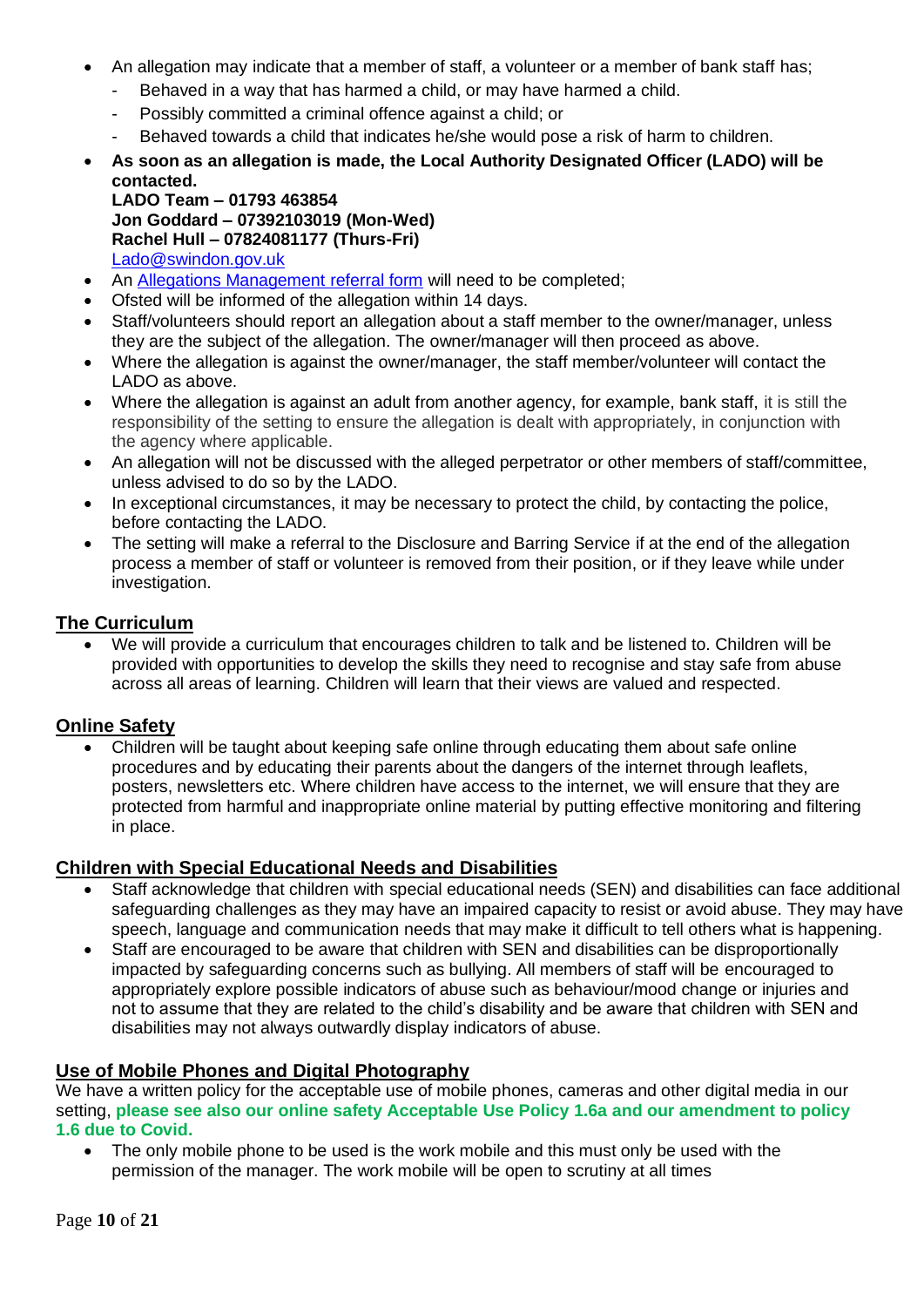- An allegation may indicate that a member of staff, a volunteer or a member of bank staff has;
  - Behaved in a way that has harmed a child, or may have harmed a child.
  - Possibly committed a criminal offence against a child; or
  - Behaved towards a child that indicates he/she would pose a risk of harm to children.
- **As soon as an allegation is made, the Local Authority Designated Officer (LADO) will be contacted.**
  **LADO Team – 01793 463854**
  **Jon Goddard – 07392103019 (Mon-Wed)**
  **Rachel Hull – 07824081177 (Thurs-Fri)**
  Lado@swindon.gov.uk
- An Allegations Management referral form will need to be completed;
- Ofsted will be informed of the allegation within 14 days.
- Staff/volunteers should report an allegation about a staff member to the owner/manager, unless they are the subject of the allegation. The owner/manager will then proceed as above.
- Where the allegation is against the owner/manager, the staff member/volunteer will contact the LADO as above.
- Where the allegation is against an adult from another agency, for example, bank staff, it is still the responsibility of the setting to ensure the allegation is dealt with appropriately, in conjunction with the agency where applicable.
- An allegation will not be discussed with the alleged perpetrator or other members of staff/committee, unless advised to do so by the LADO.
- In exceptional circumstances, it may be necessary to protect the child, by contacting the police, before contacting the LADO.
- The setting will make a referral to the Disclosure and Barring Service if at the end of the allegation process a member of staff or volunteer is removed from their position, or if they leave while under investigation.

## The Curriculum

- We will provide a curriculum that encourages children to talk and be listened to. Children will be provided with opportunities to develop the skills they need to recognise and stay safe from abuse across all areas of learning. Children will learn that their views are valued and respected.

## Online Safety

- Children will be taught about keeping safe online through educating them about safe online procedures and by educating their parents about the dangers of the internet through leaflets, posters, newsletters etc. Where children have access to the internet, we will ensure that they are protected from harmful and inappropriate online material by putting effective monitoring and filtering in place.

## Children with Special Educational Needs and Disabilities

- Staff acknowledge that children with special educational needs (SEN) and disabilities can face additional safeguarding challenges as they may have an impaired capacity to resist or avoid abuse. They may have speech, language and communication needs that may make it difficult to tell others what is happening.
- Staff are encouraged to be aware that children with SEN and disabilities can be disproportionally impacted by safeguarding concerns such as bullying. All members of staff will be encouraged to appropriately explore possible indicators of abuse such as behaviour/mood change or injuries and not to assume that they are related to the child's disability and be aware that children with SEN and disabilities may not always outwardly display indicators of abuse.

## Use of Mobile Phones and Digital Photography

We have a written policy for the acceptable use of mobile phones, cameras and other digital media in our setting, **please see also our online safety Acceptable Use Policy 1.6a and our amendment to policy 1.6 due to Covid.**

- The only mobile phone to be used is the work mobile and this must only be used with the permission of the manager. The work mobile will be open to scrutiny at all times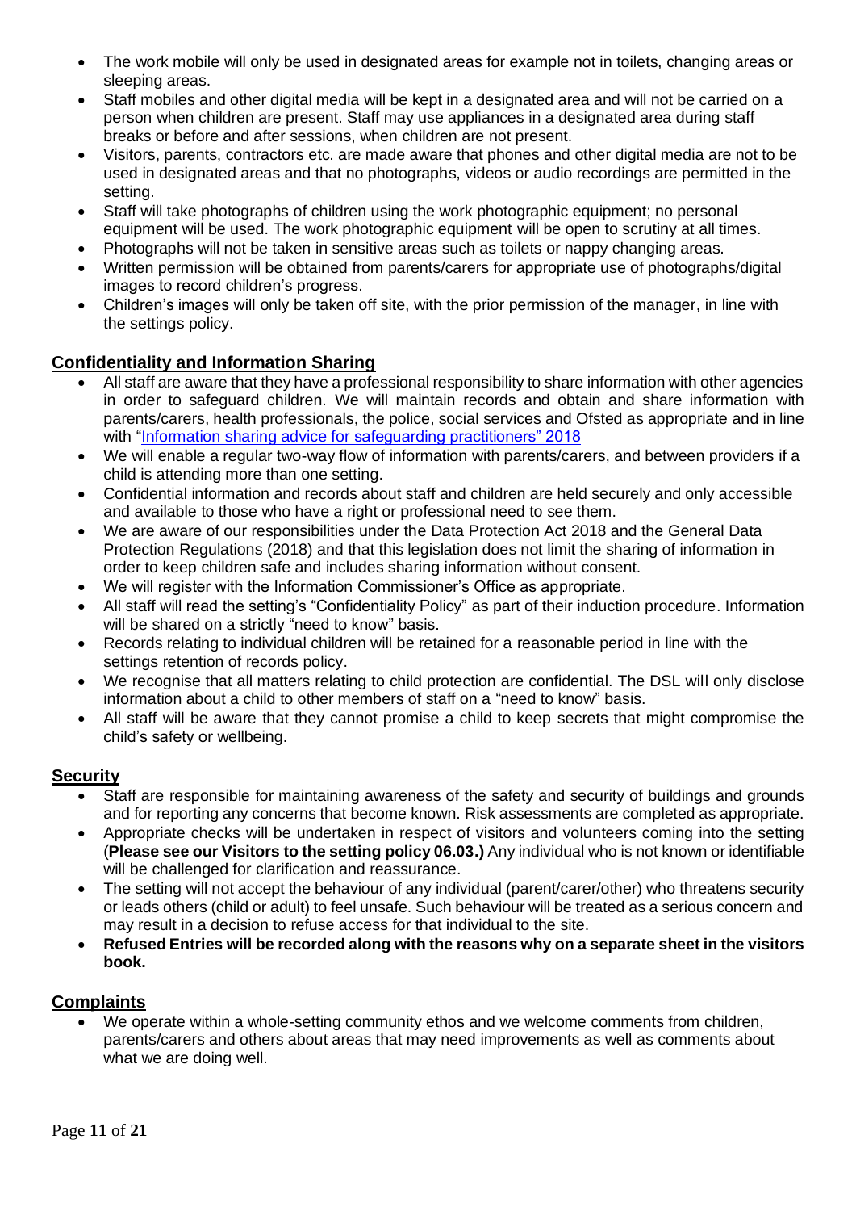- The work mobile will only be used in designated areas for example not in toilets, changing areas or sleeping areas.
- Staff mobiles and other digital media will be kept in a designated area and will not be carried on a person when children are present. Staff may use appliances in a designated area during staff breaks or before and after sessions, when children are not present.
- Visitors, parents, contractors etc. are made aware that phones and other digital media are not to be used in designated areas and that no photographs, videos or audio recordings are permitted in the setting.
- Staff will take photographs of children using the work photographic equipment; no personal equipment will be used. The work photographic equipment will be open to scrutiny at all times.
- Photographs will not be taken in sensitive areas such as toilets or nappy changing areas.
- Written permission will be obtained from parents/carers for appropriate use of photographs/digital images to record children's progress.
- Children's images will only be taken off site, with the prior permission of the manager, in line with the settings policy.

## Confidentiality and Information Sharing

- All staff are aware that they have a professional responsibility to share information with other agencies in order to safeguard children. We will maintain records and obtain and share information with parents/carers, health professionals, the police, social services and Ofsted as appropriate and in line with "Information sharing advice for safeguarding practitioners" 2018
- We will enable a regular two-way flow of information with parents/carers, and between providers if a child is attending more than one setting.
- Confidential information and records about staff and children are held securely and only accessible and available to those who have a right or professional need to see them.
- We are aware of our responsibilities under the Data Protection Act 2018 and the General Data Protection Regulations (2018) and that this legislation does not limit the sharing of information in order to keep children safe and includes sharing information without consent.
- We will register with the Information Commissioner's Office as appropriate.
- All staff will read the setting's "Confidentiality Policy" as part of their induction procedure. Information will be shared on a strictly "need to know" basis.
- Records relating to individual children will be retained for a reasonable period in line with the settings retention of records policy.
- We recognise that all matters relating to child protection are confidential. The DSL will only disclose information about a child to other members of staff on a "need to know" basis.
- All staff will be aware that they cannot promise a child to keep secrets that might compromise the child's safety or wellbeing.

## Security

- Staff are responsible for maintaining awareness of the safety and security of buildings and grounds and for reporting any concerns that become known. Risk assessments are completed as appropriate.
- Appropriate checks will be undertaken in respect of visitors and volunteers coming into the setting (**Please see our Visitors to the setting policy 06.03.)** Any individual who is not known or identifiable will be challenged for clarification and reassurance.
- The setting will not accept the behaviour of any individual (parent/carer/other) who threatens security or leads others (child or adult) to feel unsafe. Such behaviour will be treated as a serious concern and may result in a decision to refuse access for that individual to the site.
- **Refused Entries will be recorded along with the reasons why on a separate sheet in the visitors book.**

## Complaints

- We operate within a whole-setting community ethos and we welcome comments from children, parents/carers and others about areas that may need improvements as well as comments about what we are doing well.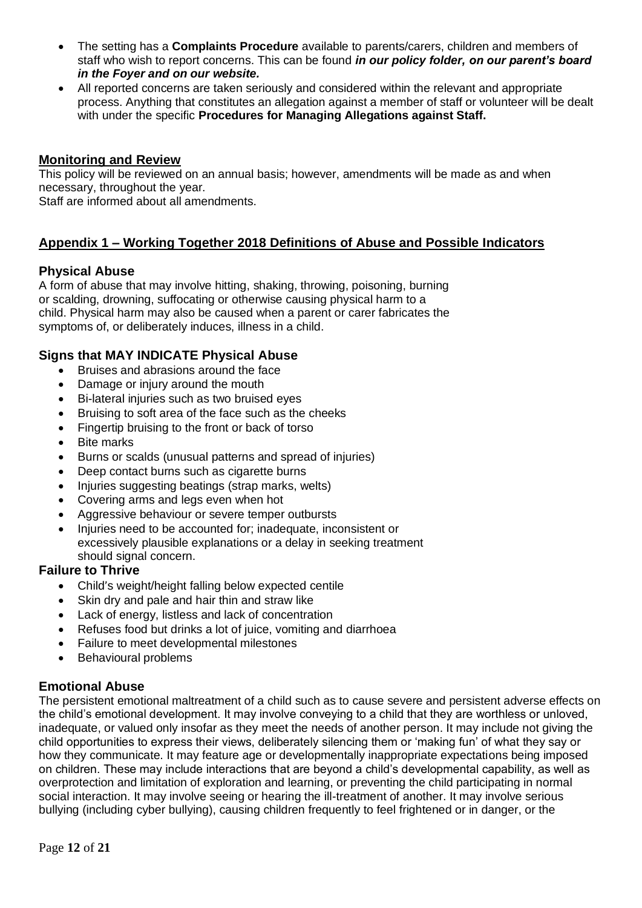- The setting has a **Complaints Procedure** available to parents/carers, children and members of staff who wish to report concerns. This can be found ***in our policy folder, on our parent's board in the Foyer and on our website.***
- All reported concerns are taken seriously and considered within the relevant and appropriate process. Anything that constitutes an allegation against a member of staff or volunteer will be dealt with under the specific **Procedures for Managing Allegations against Staff.**

## Monitoring and Review

This policy will be reviewed on an annual basis; however, amendments will be made as and when necessary, throughout the year.
Staff are informed about all amendments.

## Appendix 1 – Working Together 2018 Definitions of Abuse and Possible Indicators

### Physical Abuse

A form of abuse that may involve hitting, shaking, throwing, poisoning, burning or scalding, drowning, suffocating or otherwise causing physical harm to a child. Physical harm may also be caused when a parent or carer fabricates the symptoms of, or deliberately induces, illness in a child.

### Signs that MAY INDICATE Physical Abuse

- Bruises and abrasions around the face
- Damage or injury around the mouth
- Bi-lateral injuries such as two bruised eyes
- Bruising to soft area of the face such as the cheeks
- Fingertip bruising to the front or back of torso
- Bite marks
- Burns or scalds (unusual patterns and spread of injuries)
- Deep contact burns such as cigarette burns
- Injuries suggesting beatings (strap marks, welts)
- Covering arms and legs even when hot
- Aggressive behaviour or severe temper outbursts
- Injuries need to be accounted for; inadequate, inconsistent or excessively plausible explanations or a delay in seeking treatment should signal concern.

### Failure to Thrive

- Child's weight/height falling below expected centile
- Skin dry and pale and hair thin and straw like
- Lack of energy, listless and lack of concentration
- Refuses food but drinks a lot of juice, vomiting and diarrhoea
- Failure to meet developmental milestones
- Behavioural problems

### Emotional Abuse

The persistent emotional maltreatment of a child such as to cause severe and persistent adverse effects on the child's emotional development. It may involve conveying to a child that they are worthless or unloved, inadequate, or valued only insofar as they meet the needs of another person. It may include not giving the child opportunities to express their views, deliberately silencing them or 'making fun' of what they say or how they communicate. It may feature age or developmentally inappropriate expectations being imposed on children. These may include interactions that are beyond a child's developmental capability, as well as overprotection and limitation of exploration and learning, or preventing the child participating in normal social interaction. It may involve seeing or hearing the ill-treatment of another. It may involve serious bullying (including cyber bullying), causing children frequently to feel frightened or in danger, or the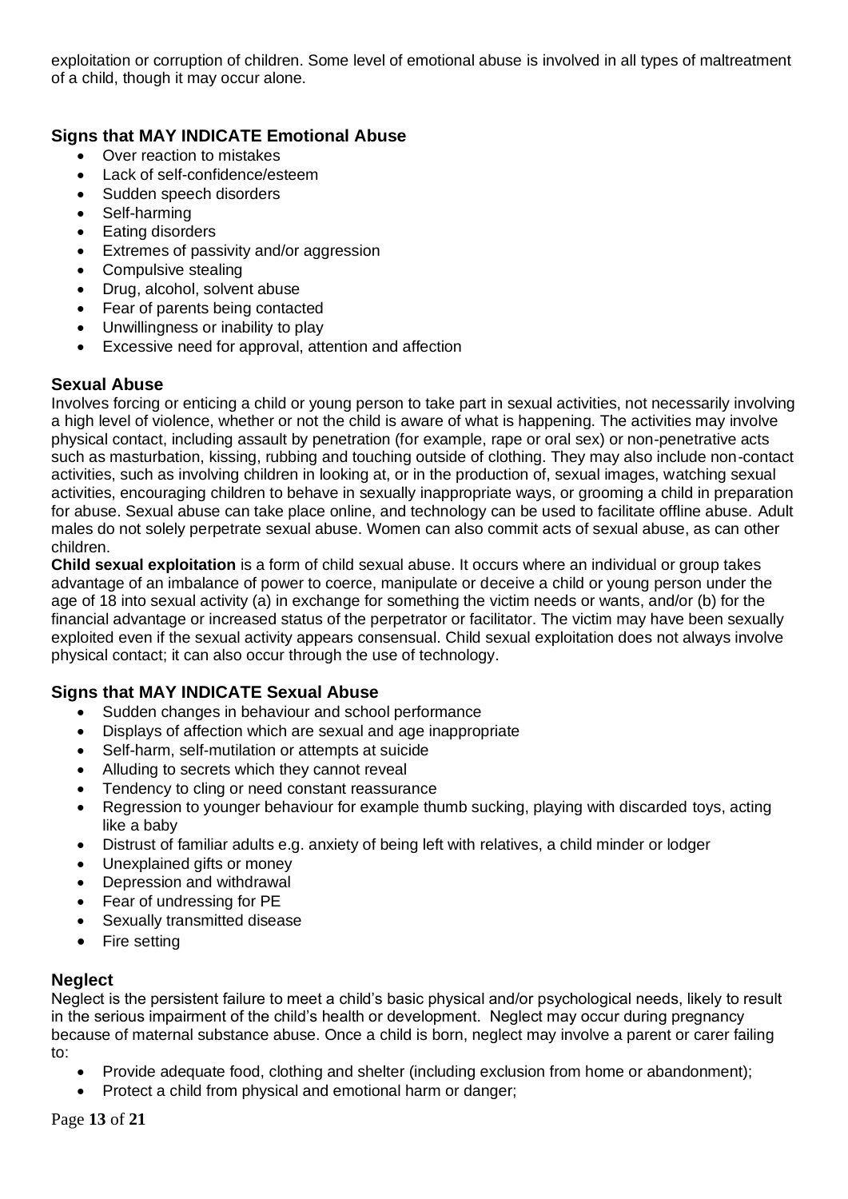exploitation or corruption of children. Some level of emotional abuse is involved in all types of maltreatment of a child, though it may occur alone.

### Signs that MAY INDICATE Emotional Abuse

- Over reaction to mistakes
- Lack of self-confidence/esteem
- Sudden speech disorders
- Self-harming
- Eating disorders
- Extremes of passivity and/or aggression
- Compulsive stealing
- Drug, alcohol, solvent abuse
- Fear of parents being contacted
- Unwillingness or inability to play
- Excessive need for approval, attention and affection

### Sexual Abuse

Involves forcing or enticing a child or young person to take part in sexual activities, not necessarily involving a high level of violence, whether or not the child is aware of what is happening. The activities may involve physical contact, including assault by penetration (for example, rape or oral sex) or non-penetrative acts such as masturbation, kissing, rubbing and touching outside of clothing. They may also include non-contact activities, such as involving children in looking at, or in the production of, sexual images, watching sexual activities, encouraging children to behave in sexually inappropriate ways, or grooming a child in preparation for abuse. Sexual abuse can take place online, and technology can be used to facilitate offline abuse. Adult males do not solely perpetrate sexual abuse. Women can also commit acts of sexual abuse, as can other children.

**Child sexual exploitation** is a form of child sexual abuse. It occurs where an individual or group takes advantage of an imbalance of power to coerce, manipulate or deceive a child or young person under the age of 18 into sexual activity (a) in exchange for something the victim needs or wants, and/or (b) for the financial advantage or increased status of the perpetrator or facilitator. The victim may have been sexually exploited even if the sexual activity appears consensual. Child sexual exploitation does not always involve physical contact; it can also occur through the use of technology.

### Signs that MAY INDICATE Sexual Abuse

- Sudden changes in behaviour and school performance
- Displays of affection which are sexual and age inappropriate
- Self-harm, self-mutilation or attempts at suicide
- Alluding to secrets which they cannot reveal
- Tendency to cling or need constant reassurance
- Regression to younger behaviour for example thumb sucking, playing with discarded toys, acting like a baby
- Distrust of familiar adults e.g. anxiety of being left with relatives, a child minder or lodger
- Unexplained gifts or money
- Depression and withdrawal
- Fear of undressing for PE
- Sexually transmitted disease
- Fire setting

### Neglect

Neglect is the persistent failure to meet a child's basic physical and/or psychological needs, likely to result in the serious impairment of the child's health or development. Neglect may occur during pregnancy because of maternal substance abuse. Once a child is born, neglect may involve a parent or carer failing to:

- Provide adequate food, clothing and shelter (including exclusion from home or abandonment);
- Protect a child from physical and emotional harm or danger;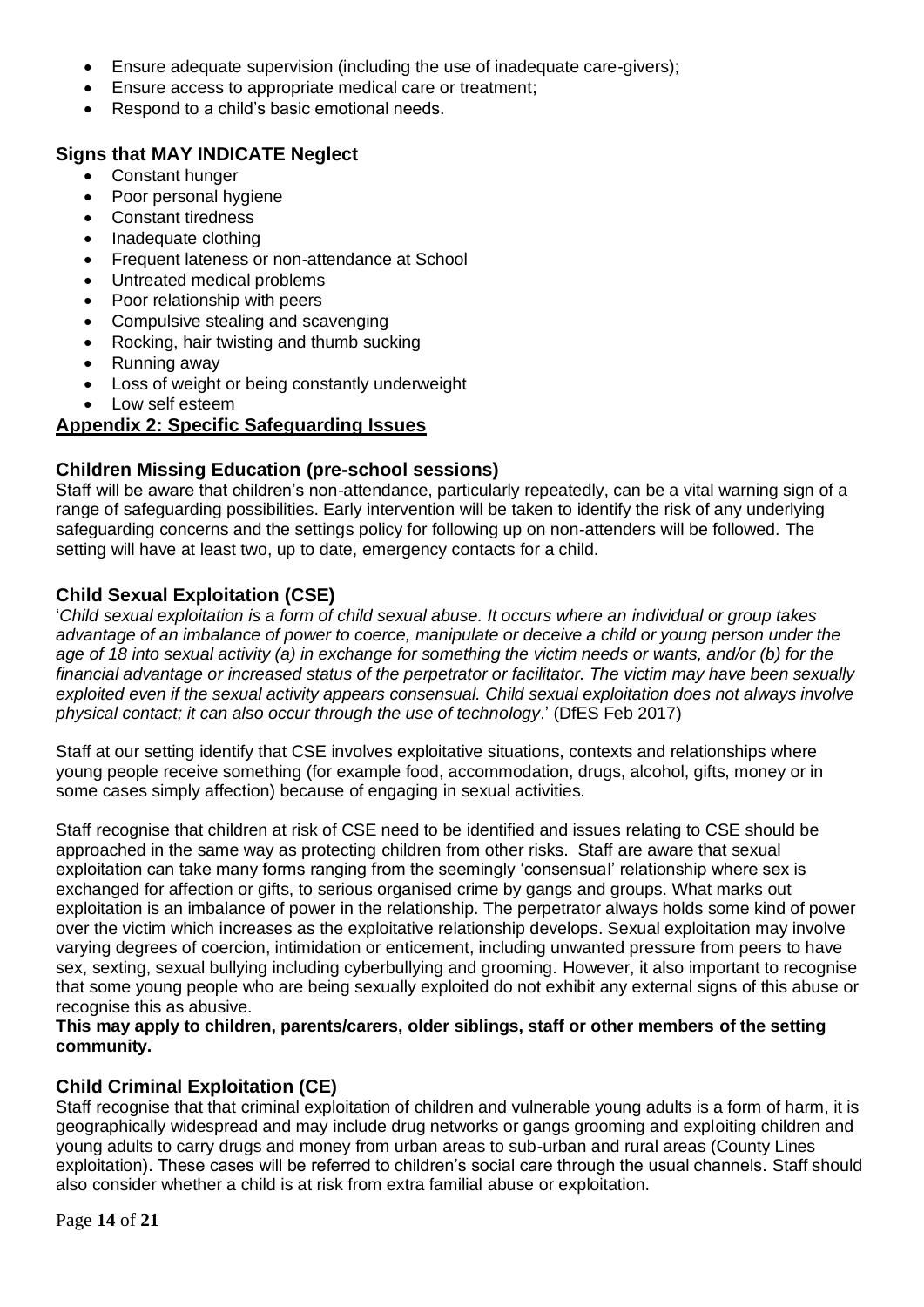- Ensure adequate supervision (including the use of inadequate care-givers);
- Ensure access to appropriate medical care or treatment;
- Respond to a child's basic emotional needs.

### Signs that MAY INDICATE Neglect

- Constant hunger
- Poor personal hygiene
- Constant tiredness
- Inadequate clothing
- Frequent lateness or non-attendance at School
- Untreated medical problems
- Poor relationship with peers
- Compulsive stealing and scavenging
- Rocking, hair twisting and thumb sucking
- Running away
- Loss of weight or being constantly underweight
- Low self esteem

## Appendix 2: Specific Safeguarding Issues

### Children Missing Education (pre-school sessions)

Staff will be aware that children's non-attendance, particularly repeatedly, can be a vital warning sign of a range of safeguarding possibilities. Early intervention will be taken to identify the risk of any underlying safeguarding concerns and the settings policy for following up on non-attenders will be followed. The setting will have at least two, up to date, emergency contacts for a child.

### Child Sexual Exploitation (CSE)

'*Child sexual exploitation is a form of child sexual abuse. It occurs where an individual or group takes advantage of an imbalance of power to coerce, manipulate or deceive a child or young person under the age of 18 into sexual activity (a) in exchange for something the victim needs or wants, and/or (b) for the financial advantage or increased status of the perpetrator or facilitator. The victim may have been sexually exploited even if the sexual activity appears consensual. Child sexual exploitation does not always involve physical contact; it can also occur through the use of technology*.' (DfES Feb 2017)

Staff at our setting identify that CSE involves exploitative situations, contexts and relationships where young people receive something (for example food, accommodation, drugs, alcohol, gifts, money or in some cases simply affection) because of engaging in sexual activities.

Staff recognise that children at risk of CSE need to be identified and issues relating to CSE should be approached in the same way as protecting children from other risks. Staff are aware that sexual exploitation can take many forms ranging from the seemingly 'consensual' relationship where sex is exchanged for affection or gifts, to serious organised crime by gangs and groups. What marks out exploitation is an imbalance of power in the relationship. The perpetrator always holds some kind of power over the victim which increases as the exploitative relationship develops. Sexual exploitation may involve varying degrees of coercion, intimidation or enticement, including unwanted pressure from peers to have sex, sexting, sexual bullying including cyberbullying and grooming. However, it also important to recognise that some young people who are being sexually exploited do not exhibit any external signs of this abuse or recognise this as abusive.

**This may apply to children, parents/carers, older siblings, staff or other members of the setting community.**

### Child Criminal Exploitation (CE)

Staff recognise that that criminal exploitation of children and vulnerable young adults is a form of harm, it is geographically widespread and may include drug networks or gangs grooming and exploiting children and young adults to carry drugs and money from urban areas to sub-urban and rural areas (County Lines exploitation). These cases will be referred to children's social care through the usual channels. Staff should also consider whether a child is at risk from extra familial abuse or exploitation.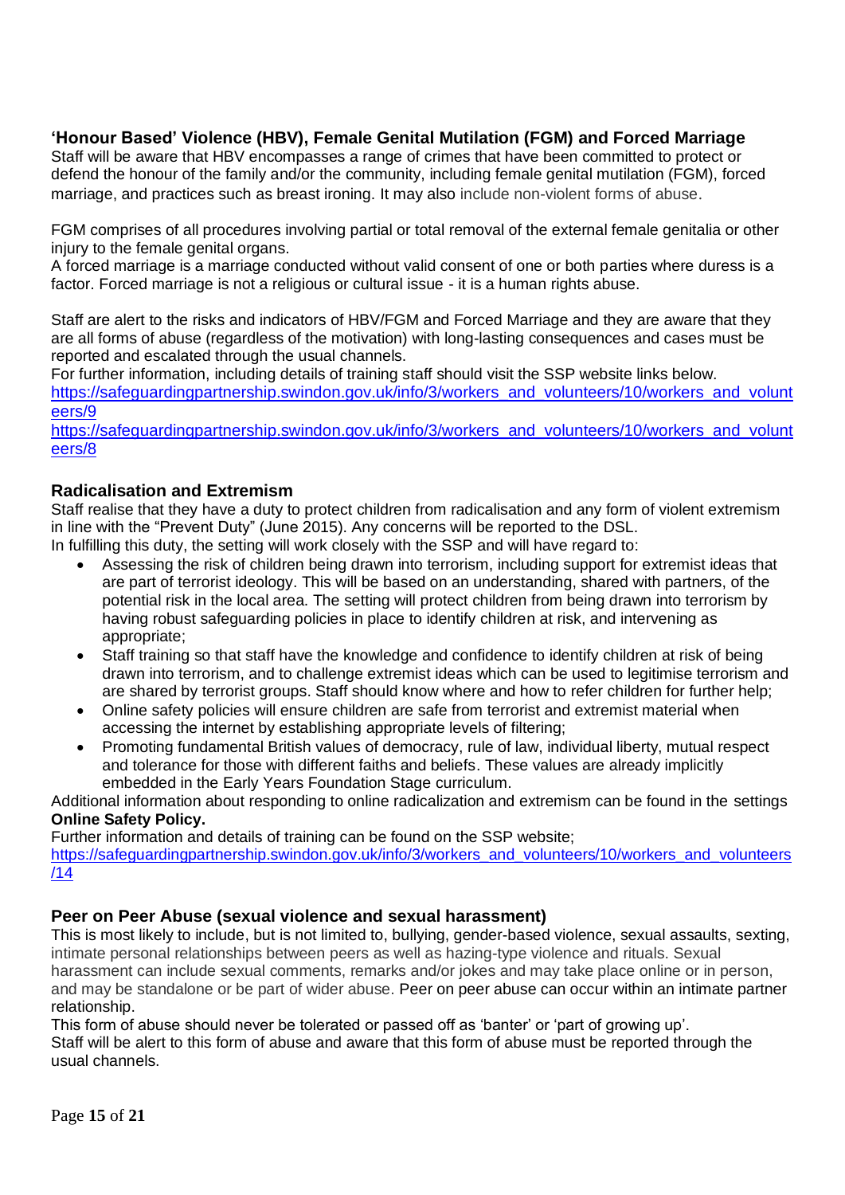## 'Honour Based' Violence (HBV), Female Genital Mutilation (FGM) and Forced Marriage

Staff will be aware that HBV encompasses a range of crimes that have been committed to protect or defend the honour of the family and/or the community, including female genital mutilation (FGM), forced marriage, and practices such as breast ironing. It may also include non-violent forms of abuse.

FGM comprises of all procedures involving partial or total removal of the external female genitalia or other injury to the female genital organs.
A forced marriage is a marriage conducted without valid consent of one or both parties where duress is a factor. Forced marriage is not a religious or cultural issue - it is a human rights abuse.

Staff are alert to the risks and indicators of HBV/FGM and Forced Marriage and they are aware that they are all forms of abuse (regardless of the motivation) with long-lasting consequences and cases must be reported and escalated through the usual channels.
For further information, including details of training staff should visit the SSP website links below.
https://safeguardingpartnership.swindon.gov.uk/info/3/workers_and_volunteers/10/workers_and_volunteers/9
https://safeguardingpartnership.swindon.gov.uk/info/3/workers_and_volunteers/10/workers_and_volunteers/8

## Radicalisation and Extremism

Staff realise that they have a duty to protect children from radicalisation and any form of violent extremism in line with the "Prevent Duty" (June 2015). Any concerns will be reported to the DSL.
In fulfilling this duty, the setting will work closely with the SSP and will have regard to:

- Assessing the risk of children being drawn into terrorism, including support for extremist ideas that are part of terrorist ideology. This will be based on an understanding, shared with partners, of the potential risk in the local area. The setting will protect children from being drawn into terrorism by having robust safeguarding policies in place to identify children at risk, and intervening as appropriate;
- Staff training so that staff have the knowledge and confidence to identify children at risk of being drawn into terrorism, and to challenge extremist ideas which can be used to legitimise terrorism and are shared by terrorist groups. Staff should know where and how to refer children for further help;
- Online safety policies will ensure children are safe from terrorist and extremist material when accessing the internet by establishing appropriate levels of filtering;
- Promoting fundamental British values of democracy, rule of law, individual liberty, mutual respect and tolerance for those with different faiths and beliefs. These values are already implicitly embedded in the Early Years Foundation Stage curriculum.

Additional information about responding to online radicalization and extremism can be found in the settings **Online Safety Policy.**
Further information and details of training can be found on the SSP website;
https://safeguardingpartnership.swindon.gov.uk/info/3/workers_and_volunteers/10/workers_and_volunteers/14

## Peer on Peer Abuse (sexual violence and sexual harassment)

This is most likely to include, but is not limited to, bullying, gender-based violence, sexual assaults, sexting, intimate personal relationships between peers as well as hazing-type violence and rituals. Sexual harassment can include sexual comments, remarks and/or jokes and may take place online or in person, and may be standalone or be part of wider abuse. Peer on peer abuse can occur within an intimate partner relationship.
This form of abuse should never be tolerated or passed off as 'banter' or 'part of growing up'.
Staff will be alert to this form of abuse and aware that this form of abuse must be reported through the usual channels.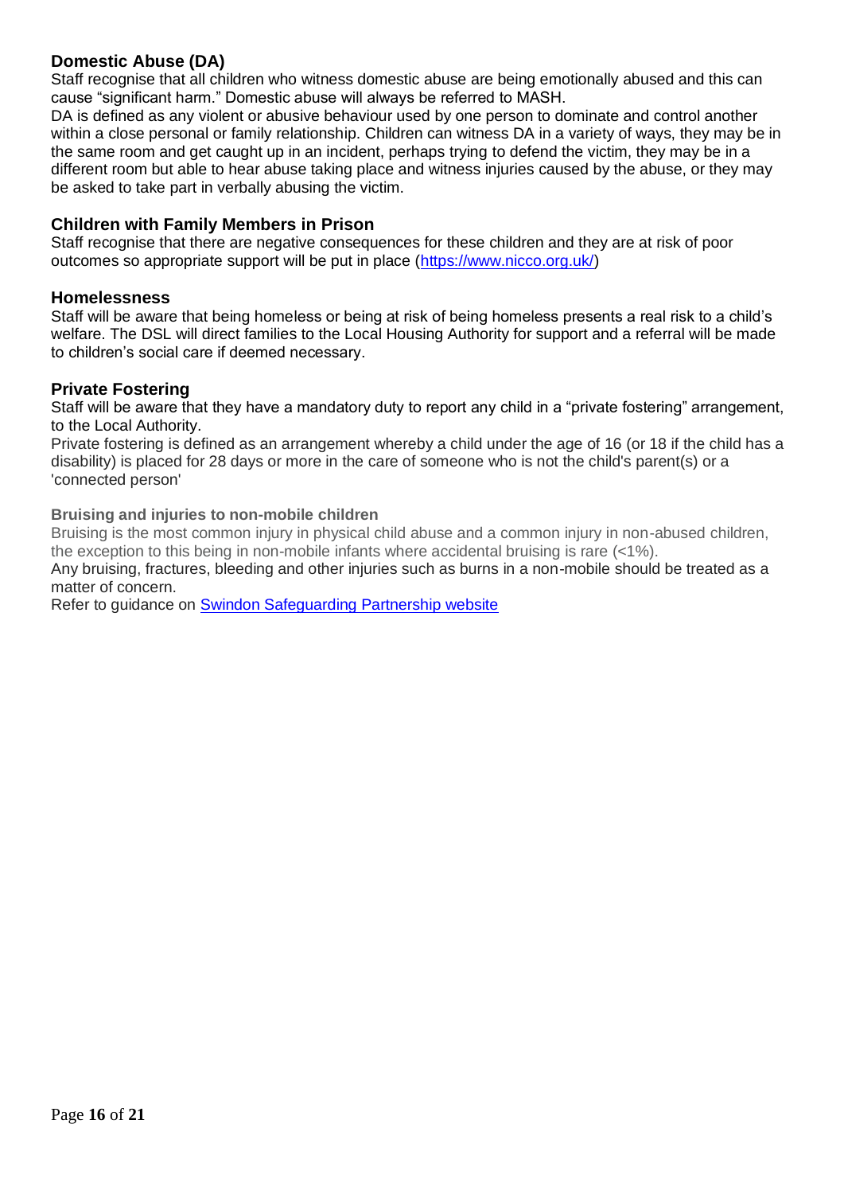## Domestic Abuse (DA)

Staff recognise that all children who witness domestic abuse are being emotionally abused and this can cause "significant harm." Domestic abuse will always be referred to MASH.

DA is defined as any violent or abusive behaviour used by one person to dominate and control another within a close personal or family relationship. Children can witness DA in a variety of ways, they may be in the same room and get caught up in an incident, perhaps trying to defend the victim, they may be in a different room but able to hear abuse taking place and witness injuries caused by the abuse, or they may be asked to take part in verbally abusing the victim.

## Children with Family Members in Prison

Staff recognise that there are negative consequences for these children and they are at risk of poor outcomes so appropriate support will be put in place (https://www.nicco.org.uk/)

## Homelessness

Staff will be aware that being homeless or being at risk of being homeless presents a real risk to a child's welfare. The DSL will direct families to the Local Housing Authority for support and a referral will be made to children's social care if deemed necessary.

## Private Fostering

Staff will be aware that they have a mandatory duty to report any child in a "private fostering" arrangement, to the Local Authority.

Private fostering is defined as an arrangement whereby a child under the age of 16 (or 18 if the child has a disability) is placed for 28 days or more in the care of someone who is not the child's parent(s) or a 'connected person'

### Bruising and injuries to non-mobile children

Bruising is the most common injury in physical child abuse and a common injury in non-abused children, the exception to this being in non-mobile infants where accidental bruising is rare (<1%).

Any bruising, fractures, bleeding and other injuries such as burns in a non-mobile should be treated as a matter of concern.

Refer to guidance on Swindon Safeguarding Partnership website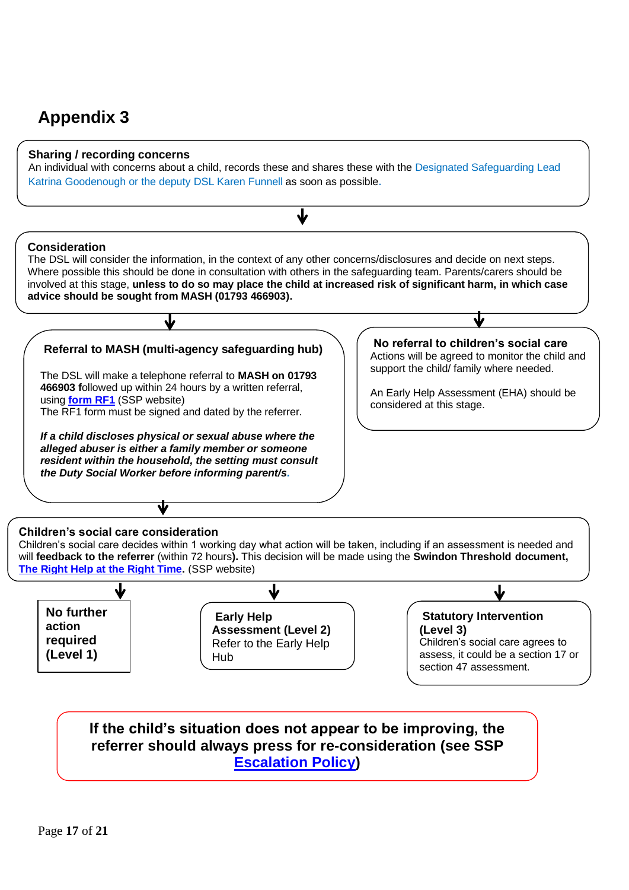# Appendix 3

**Sharing / recording concerns**
An individual with concerns about a child, records these and shares these with the Designated Safeguarding Lead Katrina Goodenough or the deputy DSL Karen Funnell as soon as possible.

↓

**Consideration**
The DSL will consider the information, in the context of any other concerns/disclosures and decide on next steps. Where possible this should be done in consultation with others in the safeguarding team. Parents/carers should be involved at this stage, **unless to do so may place the child at increased risk of significant harm, in which case advice should be sought from MASH (01793 466903).**

↓

**Referral to MASH (multi-agency safeguarding hub)**

The DSL will make a telephone referral to **MASH on 01793 466903 f**ollowed up within 24 hours by a written referral, using **form RF1** (SSP website)
The RF1 form must be signed and dated by the referrer.

***If a child discloses physical or sexual abuse where the alleged abuser is either a family member or someone resident within the household, the setting must consult the Duty Social Worker before informing parent/s.***

**No referral to children's social care**
Actions will be agreed to monitor the child and support the child/ family where needed.

An Early Help Assessment (EHA) should be considered at this stage.

↓

**Children's social care consideration**
Children's social care decides within 1 working day what action will be taken, including if an assessment is needed and will **feedback to the referrer** (within 72 hours**)**. This decision will be made using the **Swindon Threshold document, The Right Help at the Right Time.** (SSP website)

↓

**No further action required (Level 1)**

**Early Help Assessment (Level 2)**
Refer to the Early Help Hub

**Statutory Intervention (Level 3)**
Children's social care agrees to assess, it could be a section 17 or section 47 assessment.

**If the child's situation does not appear to be improving, the referrer should always press for re-consideration (see SSP Escalation Policy)**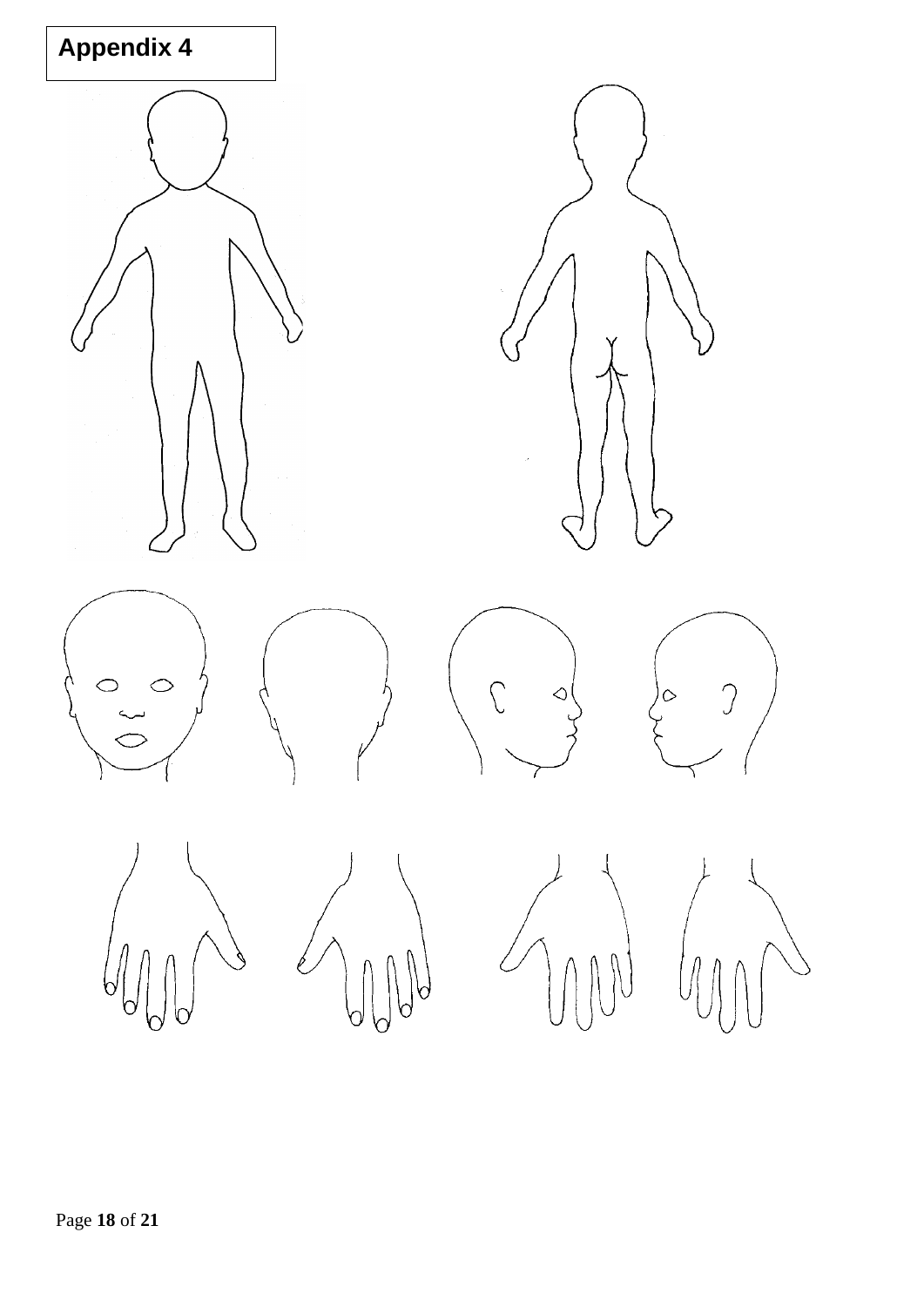# Appendix 4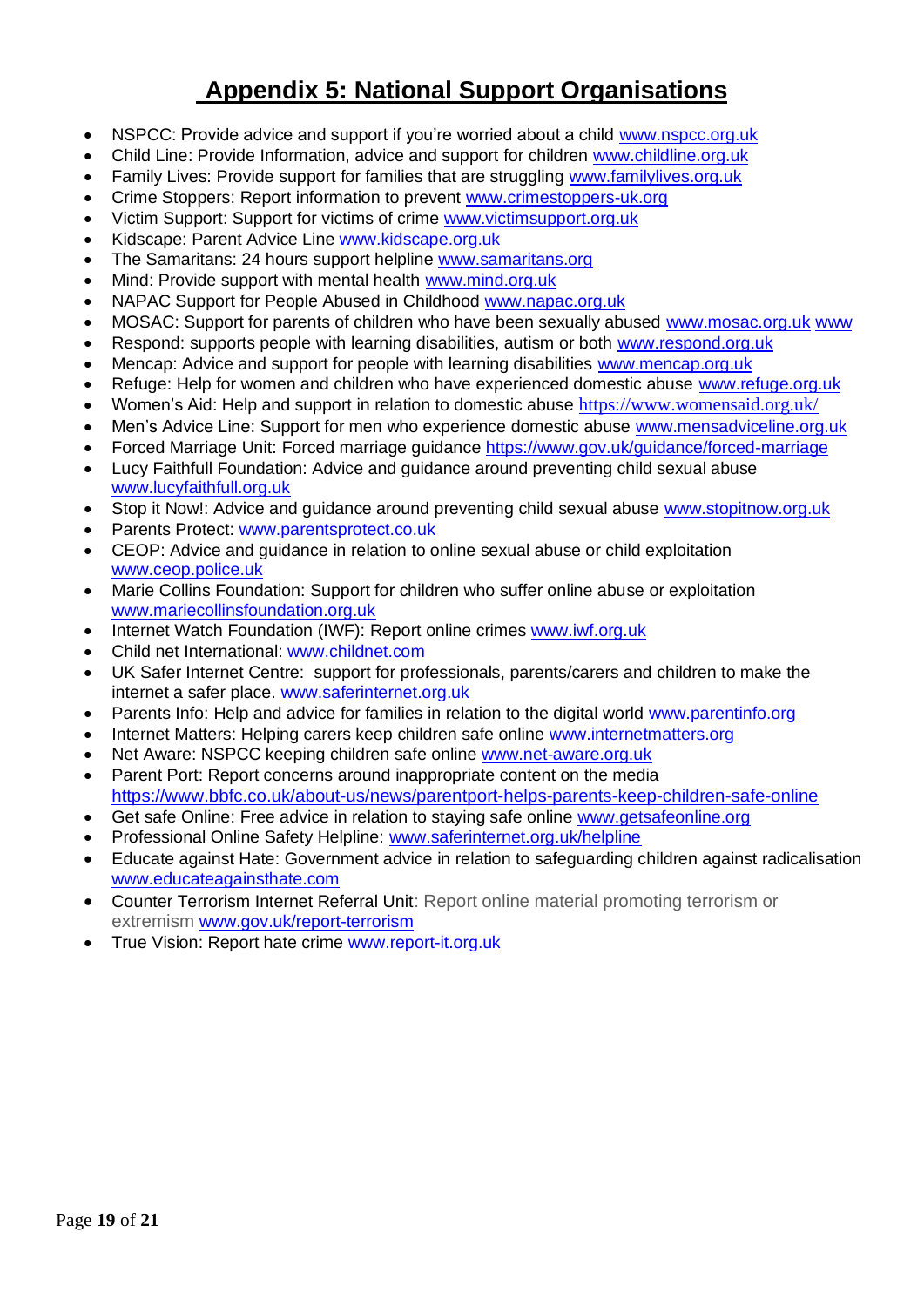# Appendix 5: National Support Organisations

- NSPCC: Provide advice and support if you're worried about a child www.nspcc.org.uk
- Child Line: Provide Information, advice and support for children www.childline.org.uk
- Family Lives: Provide support for families that are struggling www.familylives.org.uk
- Crime Stoppers: Report information to prevent www.crimestoppers-uk.org
- Victim Support: Support for victims of crime www.victimsupport.org.uk
- Kidscape: Parent Advice Line www.kidscape.org.uk
- The Samaritans: 24 hours support helpline www.samaritans.org
- Mind: Provide support with mental health www.mind.org.uk
- NAPAC Support for People Abused in Childhood www.napac.org.uk
- MOSAC: Support for parents of children who have been sexually abused www.mosac.org.uk www
- Respond: supports people with learning disabilities, autism or both www.respond.org.uk
- Mencap: Advice and support for people with learning disabilities www.mencap.org.uk
- Refuge: Help for women and children who have experienced domestic abuse www.refuge.org.uk
- Women's Aid: Help and support in relation to domestic abuse https://www.womensaid.org.uk/
- Men's Advice Line: Support for men who experience domestic abuse www.mensadviceline.org.uk
- Forced Marriage Unit: Forced marriage guidance https://www.gov.uk/guidance/forced-marriage
- Lucy Faithfull Foundation: Advice and guidance around preventing child sexual abuse www.lucyfaithfull.org.uk
- Stop it Now!: Advice and guidance around preventing child sexual abuse www.stopitnow.org.uk
- Parents Protect: www.parentsprotect.co.uk
- CEOP: Advice and guidance in relation to online sexual abuse or child exploitation www.ceop.police.uk
- Marie Collins Foundation: Support for children who suffer online abuse or exploitation www.mariecollinsfoundation.org.uk
- Internet Watch Foundation (IWF): Report online crimes www.iwf.org.uk
- Child net International: www.childnet.com
- UK Safer Internet Centre: support for professionals, parents/carers and children to make the internet a safer place. www.saferinternet.org.uk
- Parents Info: Help and advice for families in relation to the digital world www.parentinfo.org
- Internet Matters: Helping carers keep children safe online www.internetmatters.org
- Net Aware: NSPCC keeping children safe online www.net-aware.org.uk
- Parent Port: Report concerns around inappropriate content on the media https://www.bbfc.co.uk/about-us/news/parentport-helps-parents-keep-children-safe-online
- Get safe Online: Free advice in relation to staying safe online www.getsafeonline.org
- Professional Online Safety Helpline: www.saferinternet.org.uk/helpline
- Educate against Hate: Government advice in relation to safeguarding children against radicalisation www.educateagainsthate.com
- Counter Terrorism Internet Referral Unit: Report online material promoting terrorism or extremism www.gov.uk/report-terrorism
- True Vision: Report hate crime www.report-it.org.uk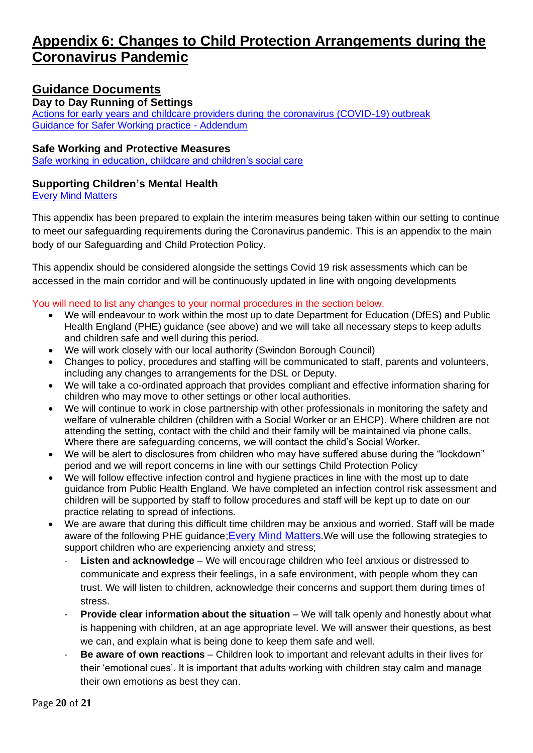# Appendix 6: Changes to Child Protection Arrangements during the Coronavirus Pandemic

## Guidance Documents

### Day to Day Running of Settings

Actions for early years and childcare providers during the coronavirus (COVID-19) outbreak
Guidance for Safer Working practice - Addendum

### Safe Working and Protective Measures

Safe working in education, childcare and children's social care

### Supporting Children's Mental Health

Every Mind Matters

This appendix has been prepared to explain the interim measures being taken within our setting to continue to meet our safeguarding requirements during the Coronavirus pandemic. This is an appendix to the main body of our Safeguarding and Child Protection Policy.

This appendix should be considered alongside the settings Covid 19 risk assessments which can be accessed in the main corridor and will be continuously updated in line with ongoing developments

You will need to list any changes to your normal procedures in the section below.

- We will endeavour to work within the most up to date Department for Education (DfES) and Public Health England (PHE) guidance (see above) and we will take all necessary steps to keep adults and children safe and well during this period.
- We will work closely with our local authority (Swindon Borough Council)
- Changes to policy, procedures and staffing will be communicated to staff, parents and volunteers, including any changes to arrangements for the DSL or Deputy.
- We will take a co-ordinated approach that provides compliant and effective information sharing for children who may move to other settings or other local authorities.
- We will continue to work in close partnership with other professionals in monitoring the safety and welfare of vulnerable children (children with a Social Worker or an EHCP). Where children are not attending the setting, contact with the child and their family will be maintained via phone calls. Where there are safeguarding concerns, we will contact the child's Social Worker.
- We will be alert to disclosures from children who may have suffered abuse during the "lockdown" period and we will report concerns in line with our settings Child Protection Policy
- We will follow effective infection control and hygiene practices in line with the most up to date guidance from Public Health England. We have completed an infection control risk assessment and children will be supported by staff to follow procedures and staff will be kept up to date on our practice relating to spread of infections.
- We are aware that during this difficult time children may be anxious and worried. Staff will be made aware of the following PHE guidance;Every Mind Matters.We will use the following strategies to support children who are experiencing anxiety and stress;
  - **Listen and acknowledge** – We will encourage children who feel anxious or distressed to communicate and express their feelings, in a safe environment, with people whom they can trust. We will listen to children, acknowledge their concerns and support them during times of stress.
  - **Provide clear information about the situation** – We will talk openly and honestly about what is happening with children, at an age appropriate level. We will answer their questions, as best we can, and explain what is being done to keep them safe and well.
  - **Be aware of own reactions** – Children look to important and relevant adults in their lives for their 'emotional cues'. It is important that adults working with children stay calm and manage their own emotions as best they can.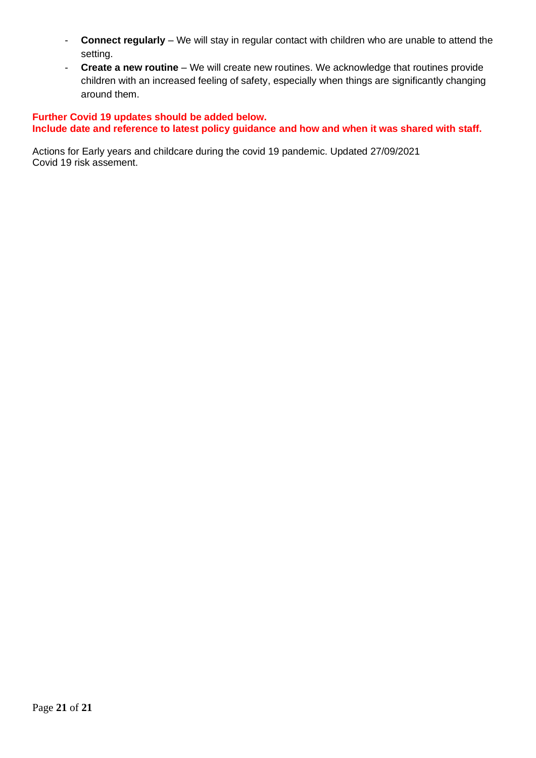- **Connect regularly** – We will stay in regular contact with children who are unable to attend the setting.
- **Create a new routine** – We will create new routines. We acknowledge that routines provide children with an increased feeling of safety, especially when things are significantly changing around them.

**Further Covid 19 updates should be added below.**
**Include date and reference to latest policy guidance and how and when it was shared with staff.**

Actions for Early years and childcare during the covid 19 pandemic. Updated 27/09/2021
Covid 19 risk assement.